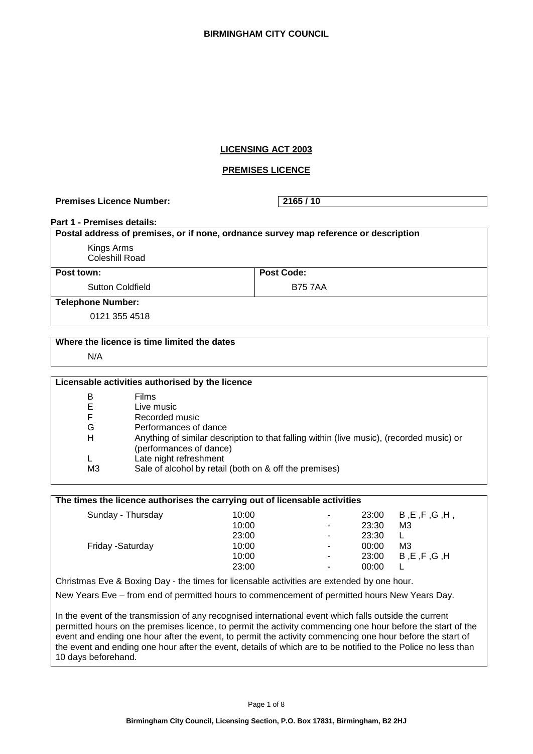**BIRMINGHAM CITY COUNCIL**

## LICENSING ACT 2003

## PREMISES LICENCE

**Premises Licence Number:** 2165 / 10

**Part 1 - Premises details:**

**Postal address of premises, or if none, ordnance survey map reference or description**

Kings Arms
Coleshill Road

| **Post town:** | **Post Code:** |
|---|---|
| Sutton Coldfield | B75 7AA |

**Telephone Number:**

0121 355 4518

**Where the licence is time limited the dates**

N/A

**Licensable activities authorised by the licence**

| | |
|---|---|
| B | Films |
| E | Live music |
| F | Recorded music |
| G | Performances of dance |
| H | Anything of similar description to that falling within (live music), (recorded music) or (performances of dance) |
| L | Late night refreshment |
| M3 | Sale of alcohol by retail (both on & off the premises) |

**The times the licence authorises the carrying out of licensable activities**

| | | | | |
|---|---|---|---|---|
| Sunday - Thursday | 10:00 | - | 23:00 | B ,E ,F ,G ,H , |
| | 10:00 | - | 23:30 | M3 |
| | 23:00 | - | 23:30 | L |
| Friday -Saturday | 10:00 | - | 00:00 | M3 |
| | 10:00 | - | 23:00 | B ,E ,F ,G ,H |
| | 23:00 | - | 00:00 | L |

Christmas Eve & Boxing Day - the times for licensable activities are extended by one hour.

New Years Eve – from end of permitted hours to commencement of permitted hours New Years Day.

In the event of the transmission of any recognised international event which falls outside the current permitted hours on the premises licence, to permit the activity commencing one hour before the start of the event and ending one hour after the event, to permit the activity commencing one hour before the start of the event and ending one hour after the event, details of which are to be notified to the Police no less than 10 days beforehand.

Birmingham City Council, Licensing Section, P.O. Box 17831, Birmingham, B2 2HJ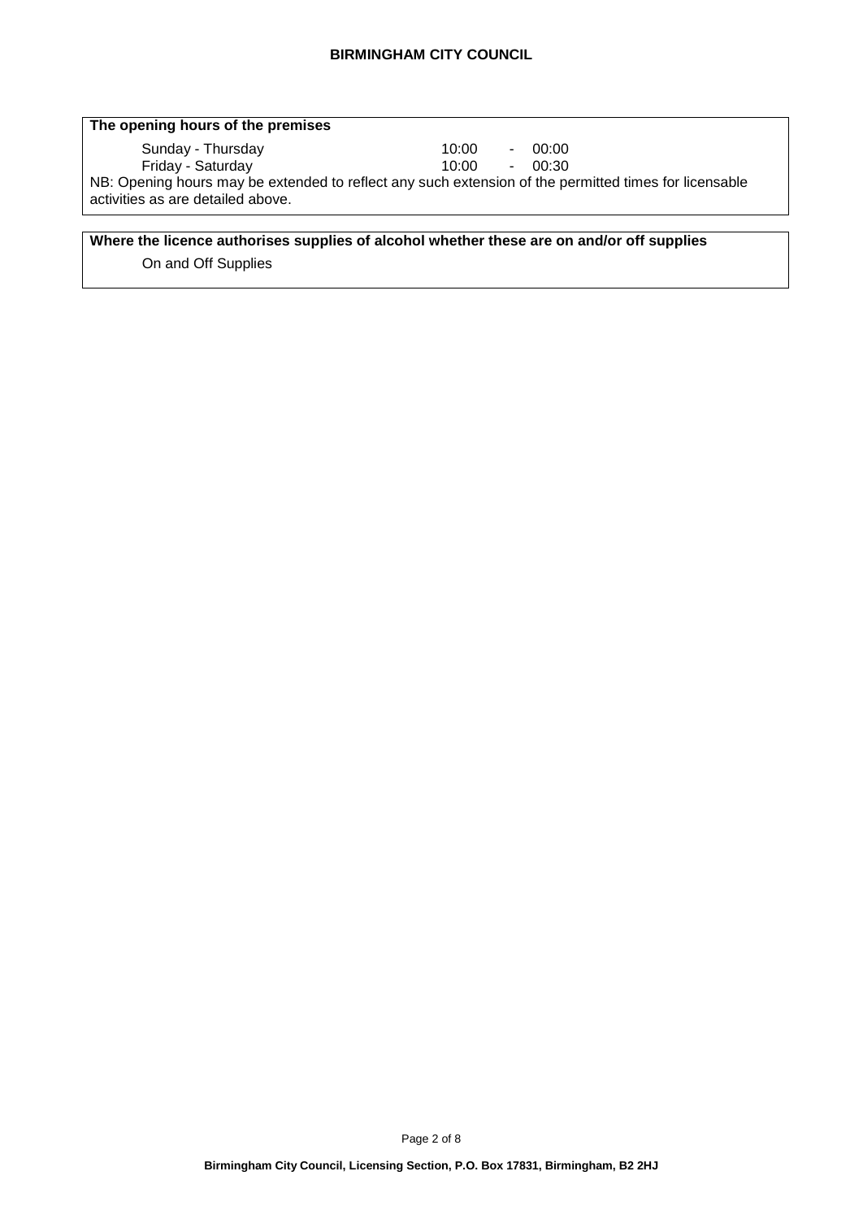**The opening hours of the premises**

| | | | |
|---|---|---|---|
| Sunday - Thursday | 10:00 | - | 00:00 |
| Friday - Saturday | 10:00 | - | 00:30 |

NB: Opening hours may be extended to reflect any such extension of the permitted times for licensable activities as are detailed above.

**Where the licence authorises supplies of alcohol whether these are on and/or off supplies**

On and Off Supplies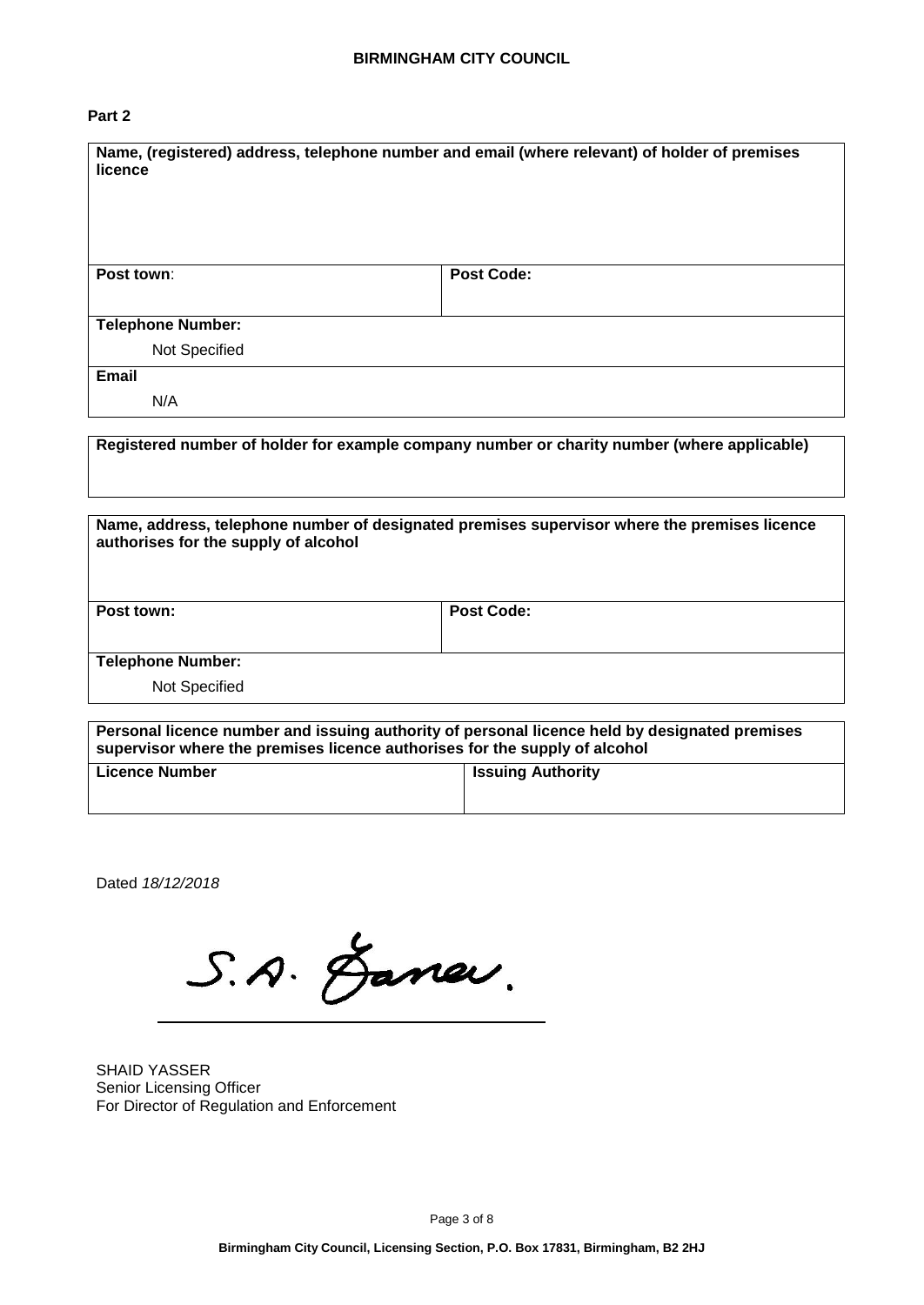**BIRMINGHAM CITY COUNCIL**

**Part 2**

| **Name, (registered) address, telephone number and email (where relevant) of holder of premises licence** | |
|---|---|
| | |
| **Post town**: | **Post Code:** |
| **Telephone Number:** | |
| Not Specified | |
| **Email** | |
| N/A | |

| **Registered number of holder for example company number or charity number (where applicable)** |
|---|
| |

| **Name, address, telephone number of designated premises supervisor where the premises licence authorises for the supply of alcohol** | |
|---|---|
| | |
| **Post town:** | **Post Code:** |
| **Telephone Number:** | |
| Not Specified | |

| **Personal licence number and issuing authority of personal licence held by designated premises supervisor where the premises licence authorises for the supply of alcohol** | |
|---|---|
| **Licence Number** | **Issuing Authority** |
| | |

Dated *18/12/2018*

S.A. Yaser.

SHAID YASSER
Senior Licensing Officer
For Director of Regulation and Enforcement

Birmingham City Council, Licensing Section, P.O. Box 17831, Birmingham, B2 2HJ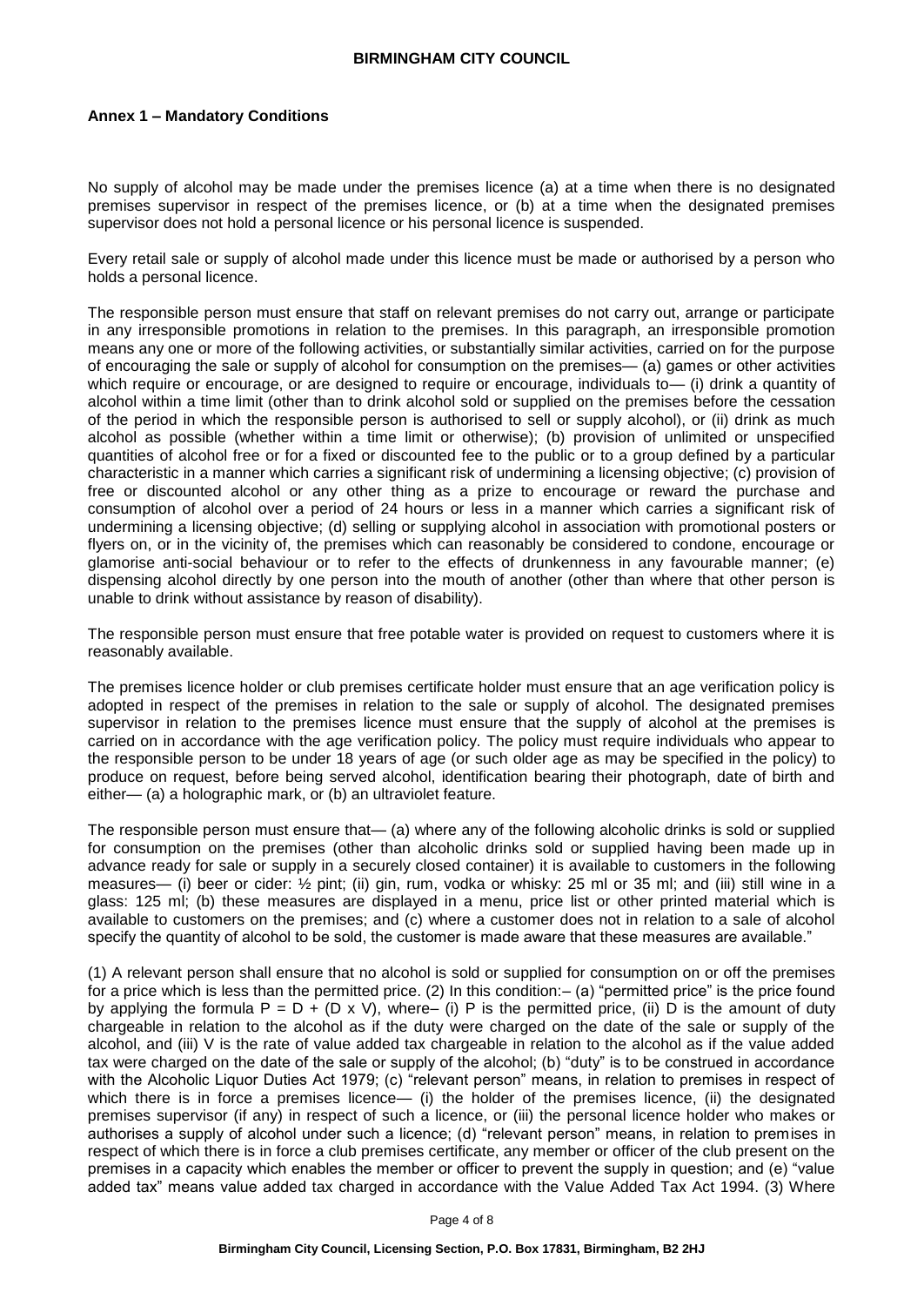**Annex 1 – Mandatory Conditions**

No supply of alcohol may be made under the premises licence (a) at a time when there is no designated premises supervisor in respect of the premises licence, or (b) at a time when the designated premises supervisor does not hold a personal licence or his personal licence is suspended.

Every retail sale or supply of alcohol made under this licence must be made or authorised by a person who holds a personal licence.

The responsible person must ensure that staff on relevant premises do not carry out, arrange or participate in any irresponsible promotions in relation to the premises. In this paragraph, an irresponsible promotion means any one or more of the following activities, or substantially similar activities, carried on for the purpose of encouraging the sale or supply of alcohol for consumption on the premises— (a) games or other activities which require or encourage, or are designed to require or encourage, individuals to— (i) drink a quantity of alcohol within a time limit (other than to drink alcohol sold or supplied on the premises before the cessation of the period in which the responsible person is authorised to sell or supply alcohol), or (ii) drink as much alcohol as possible (whether within a time limit or otherwise); (b) provision of unlimited or unspecified quantities of alcohol free or for a fixed or discounted fee to the public or to a group defined by a particular characteristic in a manner which carries a significant risk of undermining a licensing objective; (c) provision of free or discounted alcohol or any other thing as a prize to encourage or reward the purchase and consumption of alcohol over a period of 24 hours or less in a manner which carries a significant risk of undermining a licensing objective; (d) selling or supplying alcohol in association with promotional posters or flyers on, or in the vicinity of, the premises which can reasonably be considered to condone, encourage or glamorise anti-social behaviour or to refer to the effects of drunkenness in any favourable manner; (e) dispensing alcohol directly by one person into the mouth of another (other than where that other person is unable to drink without assistance by reason of disability).

The responsible person must ensure that free potable water is provided on request to customers where it is reasonably available.

The premises licence holder or club premises certificate holder must ensure that an age verification policy is adopted in respect of the premises in relation to the sale or supply of alcohol. The designated premises supervisor in relation to the premises licence must ensure that the supply of alcohol at the premises is carried on in accordance with the age verification policy. The policy must require individuals who appear to the responsible person to be under 18 years of age (or such older age as may be specified in the policy) to produce on request, before being served alcohol, identification bearing their photograph, date of birth and either— (a) a holographic mark, or (b) an ultraviolet feature.

The responsible person must ensure that— (a) where any of the following alcoholic drinks is sold or supplied for consumption on the premises (other than alcoholic drinks sold or supplied having been made up in advance ready for sale or supply in a securely closed container) it is available to customers in the following measures— (i) beer or cider: ½ pint; (ii) gin, rum, vodka or whisky: 25 ml or 35 ml; and (iii) still wine in a glass: 125 ml; (b) these measures are displayed in a menu, price list or other printed material which is available to customers on the premises; and (c) where a customer does not in relation to a sale of alcohol specify the quantity of alcohol to be sold, the customer is made aware that these measures are available."

(1) A relevant person shall ensure that no alcohol is sold or supplied for consumption on or off the premises for a price which is less than the permitted price. (2) In this condition:– (a) "permitted price" is the price found by applying the formula $P = D + (D \times V)$, where– (i) P is the permitted price, (ii) D is the amount of duty chargeable in relation to the alcohol as if the duty were charged on the date of the sale or supply of the alcohol, and (iii) V is the rate of value added tax chargeable in relation to the alcohol as if the value added tax were charged on the date of the sale or supply of the alcohol; (b) "duty" is to be construed in accordance with the Alcoholic Liquor Duties Act 1979; (c) "relevant person" means, in relation to premises in respect of which there is in force a premises licence— (i) the holder of the premises licence, (ii) the designated premises supervisor (if any) in respect of such a licence, or (iii) the personal licence holder who makes or authorises a supply of alcohol under such a licence; (d) "relevant person" means, in relation to premises in respect of which there is in force a club premises certificate, any member or officer of the club present on the premises in a capacity which enables the member or officer to prevent the supply in question; and (e) "value added tax" means value added tax charged in accordance with the Value Added Tax Act 1994. (3) Where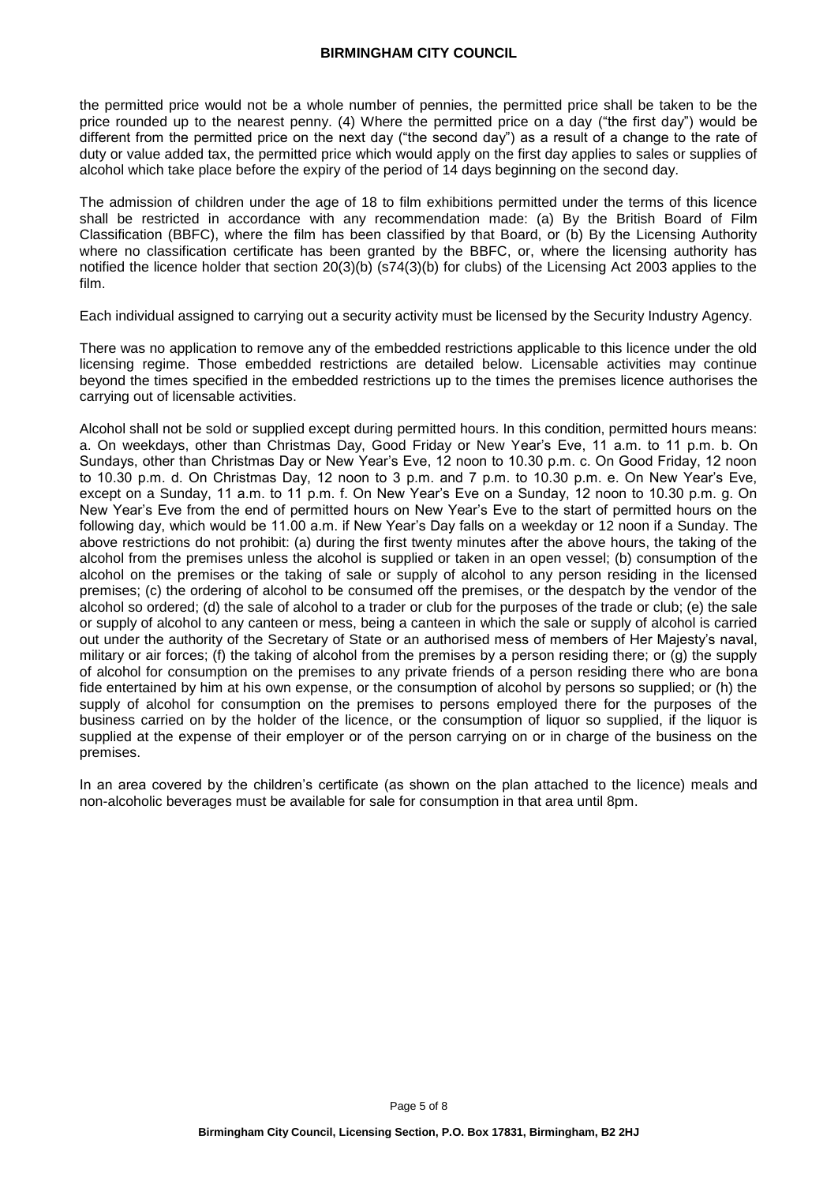the permitted price would not be a whole number of pennies, the permitted price shall be taken to be the price rounded up to the nearest penny. (4) Where the permitted price on a day ("the first day") would be different from the permitted price on the next day ("the second day") as a result of a change to the rate of duty or value added tax, the permitted price which would apply on the first day applies to sales or supplies of alcohol which take place before the expiry of the period of 14 days beginning on the second day.

The admission of children under the age of 18 to film exhibitions permitted under the terms of this licence shall be restricted in accordance with any recommendation made: (a) By the British Board of Film Classification (BBFC), where the film has been classified by that Board, or (b) By the Licensing Authority where no classification certificate has been granted by the BBFC, or, where the licensing authority has notified the licence holder that section 20(3)(b) (s74(3)(b) for clubs) of the Licensing Act 2003 applies to the film.

Each individual assigned to carrying out a security activity must be licensed by the Security Industry Agency.

There was no application to remove any of the embedded restrictions applicable to this licence under the old licensing regime. Those embedded restrictions are detailed below. Licensable activities may continue beyond the times specified in the embedded restrictions up to the times the premises licence authorises the carrying out of licensable activities.

Alcohol shall not be sold or supplied except during permitted hours. In this condition, permitted hours means: a. On weekdays, other than Christmas Day, Good Friday or New Year's Eve, 11 a.m. to 11 p.m. b. On Sundays, other than Christmas Day or New Year's Eve, 12 noon to 10.30 p.m. c. On Good Friday, 12 noon to 10.30 p.m. d. On Christmas Day, 12 noon to 3 p.m. and 7 p.m. to 10.30 p.m. e. On New Year's Eve, except on a Sunday, 11 a.m. to 11 p.m. f. On New Year's Eve on a Sunday, 12 noon to 10.30 p.m. g. On New Year's Eve from the end of permitted hours on New Year's Eve to the start of permitted hours on the following day, which would be 11.00 a.m. if New Year's Day falls on a weekday or 12 noon if a Sunday. The above restrictions do not prohibit: (a) during the first twenty minutes after the above hours, the taking of the alcohol from the premises unless the alcohol is supplied or taken in an open vessel; (b) consumption of the alcohol on the premises or the taking of sale or supply of alcohol to any person residing in the licensed premises; (c) the ordering of alcohol to be consumed off the premises, or the despatch by the vendor of the alcohol so ordered; (d) the sale of alcohol to a trader or club for the purposes of the trade or club; (e) the sale or supply of alcohol to any canteen or mess, being a canteen in which the sale or supply of alcohol is carried out under the authority of the Secretary of State or an authorised mess of members of Her Majesty's naval, military or air forces; (f) the taking of alcohol from the premises by a person residing there; or (g) the supply of alcohol for consumption on the premises to any private friends of a person residing there who are bona fide entertained by him at his own expense, or the consumption of alcohol by persons so supplied; or (h) the supply of alcohol for consumption on the premises to persons employed there for the purposes of the business carried on by the holder of the licence, or the consumption of liquor so supplied, if the liquor is supplied at the expense of their employer or of the person carrying on or in charge of the business on the premises.

In an area covered by the children's certificate (as shown on the plan attached to the licence) meals and non-alcoholic beverages must be available for sale for consumption in that area until 8pm.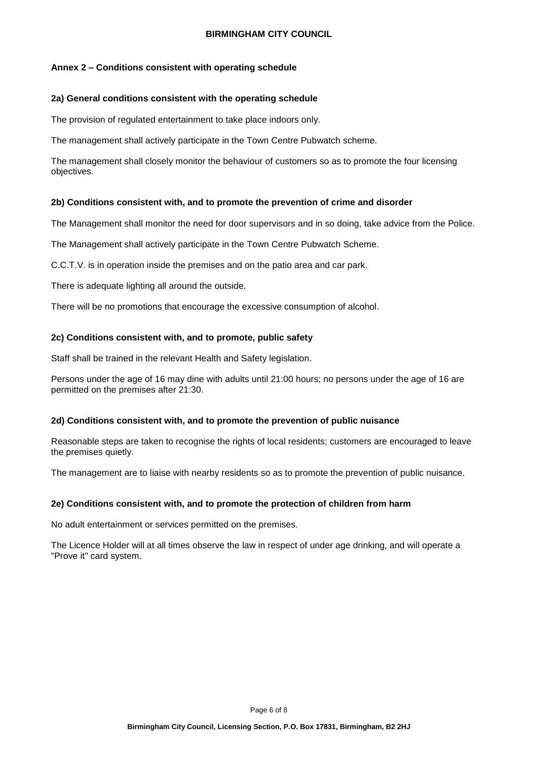## Annex 2 – Conditions consistent with operating schedule

### 2a) General conditions consistent with the operating schedule

The provision of regulated entertainment to take place indoors only.

The management shall actively participate in the Town Centre Pubwatch scheme.

The management shall closely monitor the behaviour of customers so as to promote the four licensing objectives.

### 2b) Conditions consistent with, and to promote the prevention of crime and disorder

The Management shall monitor the need for door supervisors and in so doing, take advice from the Police.

The Management shall actively participate in the Town Centre Pubwatch Scheme.

C.C.T.V. is in operation inside the premises and on the patio area and car park.

There is adequate lighting all around the outside.

There will be no promotions that encourage the excessive consumption of alcohol.

### 2c) Conditions consistent with, and to promote, public safety

Staff shall be trained in the relevant Health and Safety legislation.

Persons under the age of 16 may dine with adults until 21:00 hours; no persons under the age of 16 are permitted on the premises after 21:30.

### 2d) Conditions consistent with, and to promote the prevention of public nuisance

Reasonable steps are taken to recognise the rights of local residents; customers are encouraged to leave the premises quietly.

The management are to liaise with nearby residents so as to promote the prevention of public nuisance.

### 2e) Conditions consistent with, and to promote the protection of children from harm

No adult entertainment or services permitted on the premises.

The Licence Holder will at all times observe the law in respect of under age drinking, and will operate a "Prove it" card system.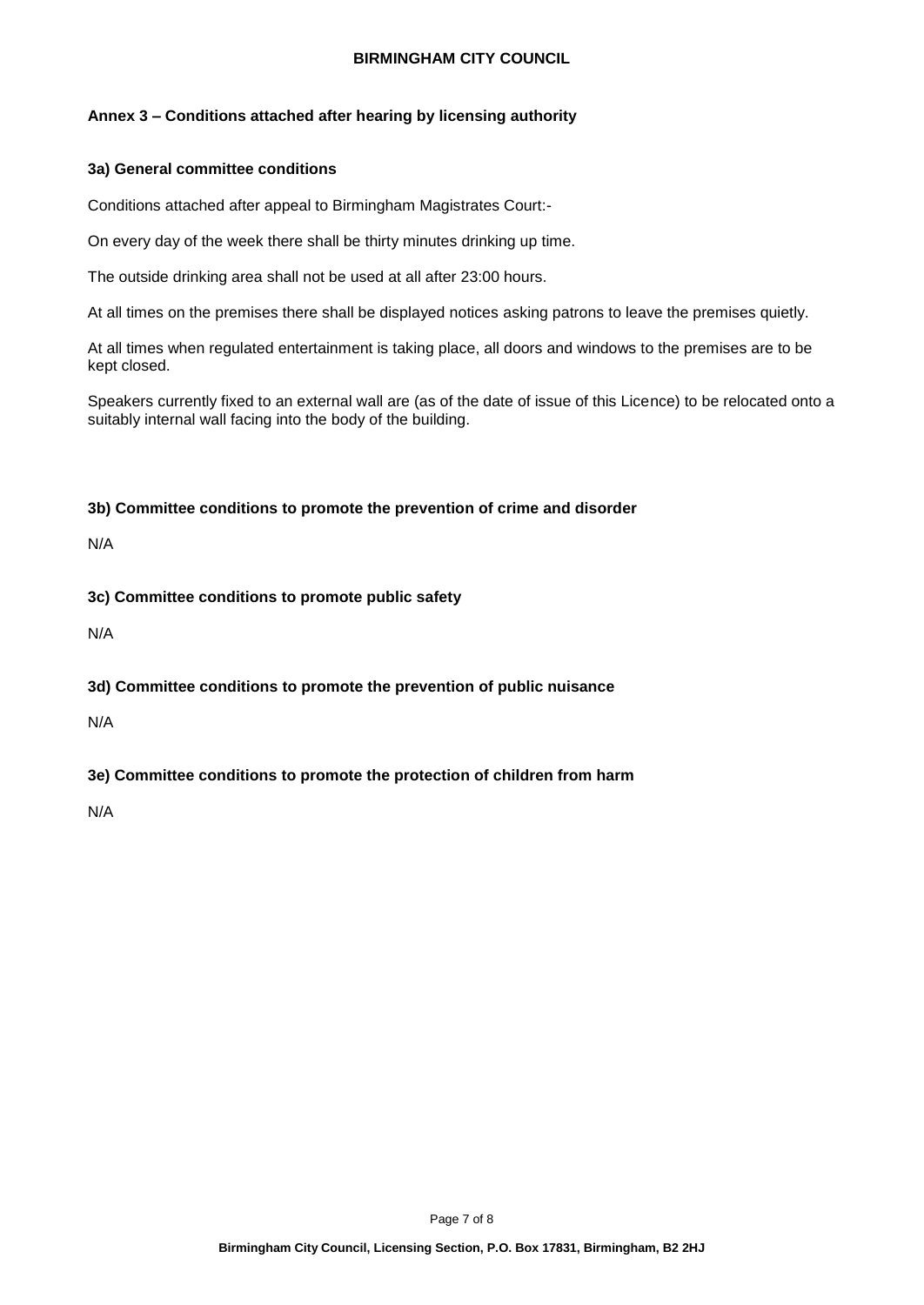**Annex 3 – Conditions attached after hearing by licensing authority**

**3a) General committee conditions**

Conditions attached after appeal to Birmingham Magistrates Court:-

On every day of the week there shall be thirty minutes drinking up time.

The outside drinking area shall not be used at all after 23:00 hours.

At all times on the premises there shall be displayed notices asking patrons to leave the premises quietly.

At all times when regulated entertainment is taking place, all doors and windows to the premises are to be kept closed.

Speakers currently fixed to an external wall are (as of the date of issue of this Licence) to be relocated onto a suitably internal wall facing into the body of the building.

**3b) Committee conditions to promote the prevention of crime and disorder**

N/A

**3c) Committee conditions to promote public safety**

N/A

**3d) Committee conditions to promote the prevention of public nuisance**

N/A

**3e) Committee conditions to promote the protection of children from harm**

N/A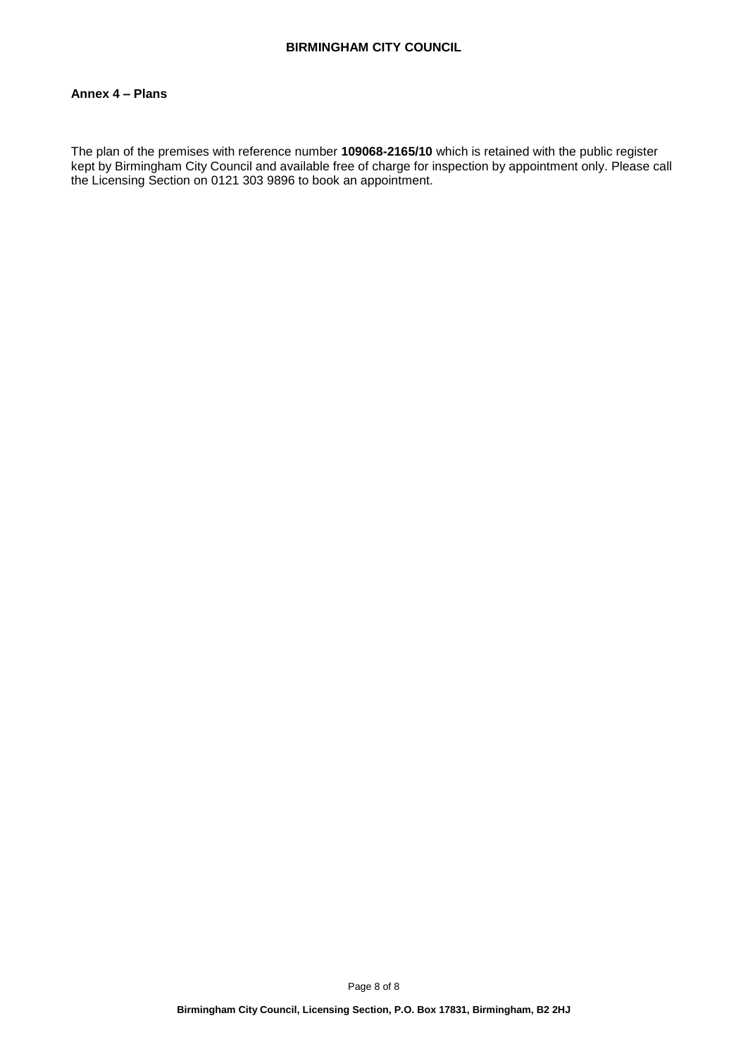**Annex 4 – Plans**

The plan of the premises with reference number **109068-2165/10** which is retained with the public register kept by Birmingham City Council and available free of charge for inspection by appointment only. Please call the Licensing Section on 0121 303 9896 to book an appointment.